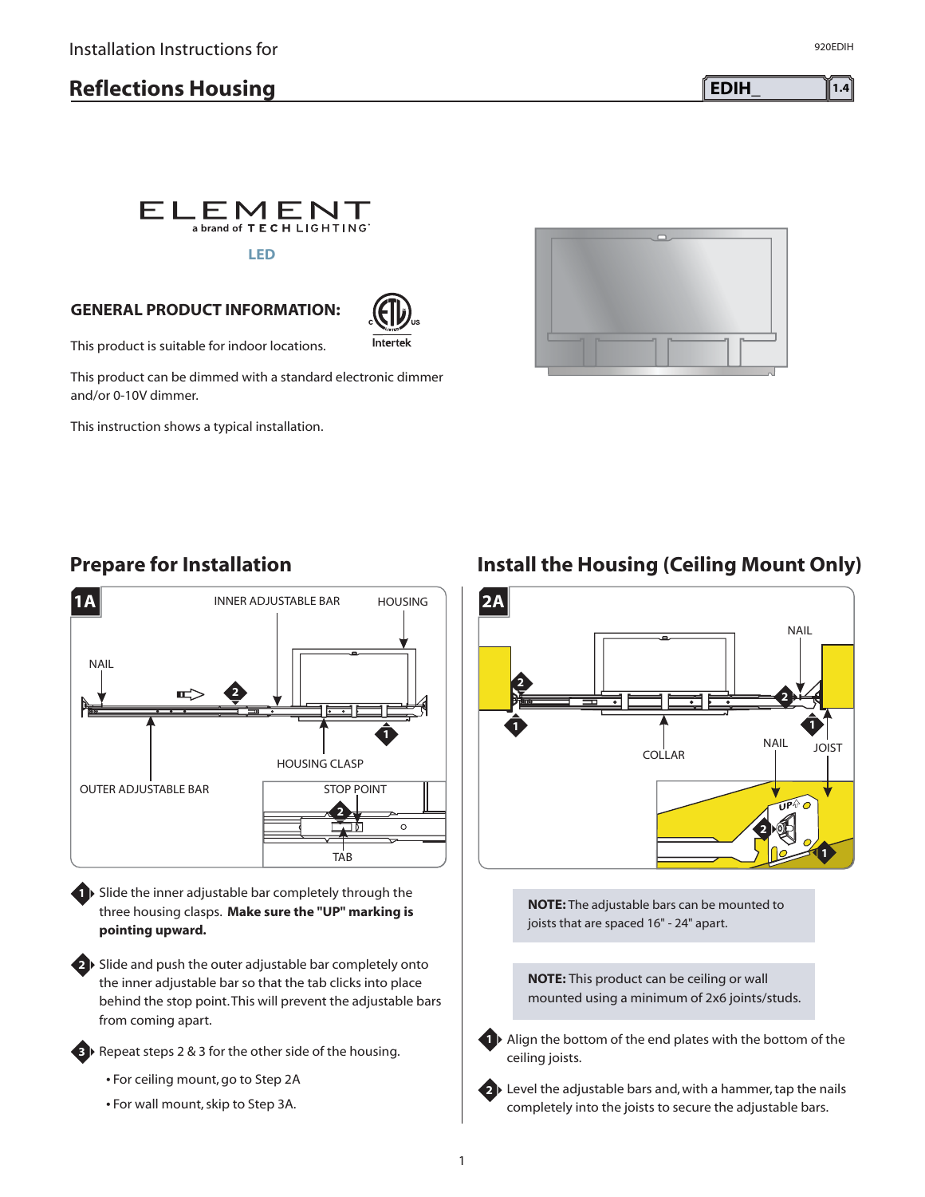Installation Instructions for

# Reflections Housing

EDIH_ 1.4

ELEMENT
a brand of TECH LIGHTING

LED

## GENERAL PRODUCT INFORMATION:

This product is suitable for indoor locations.

This product can be dimmed with a standard electronic dimmer and/or 0-10V dimmer.

This instruction shows a typical installation.

## Prepare for Installation

1A

1. Slide the inner adjustable bar completely through the three housing clasps. **Make sure the "UP" marking is pointing upward.**

2. Slide and push the outer adjustable bar completely onto the inner adjustable bar so that the tab clicks into place behind the stop point. This will prevent the adjustable bars from coming apart.

3. Repeat steps 2 & 3 for the other side of the housing.

   - For ceiling mount, go to Step 2A
   - For wall mount, skip to Step 3A.

## Install the Housing (Ceiling Mount Only)

2A

**NOTE:** The adjustable bars can be mounted to joists that are spaced 16" - 24" apart.

**NOTE:** This product can be ceiling or wall mounted using a minimum of 2x6 joints/studs.

1. Align the bottom of the end plates with the bottom of the ceiling joists.

2. Level the adjustable bars and, with a hammer, tap the nails completely into the joists to secure the adjustable bars.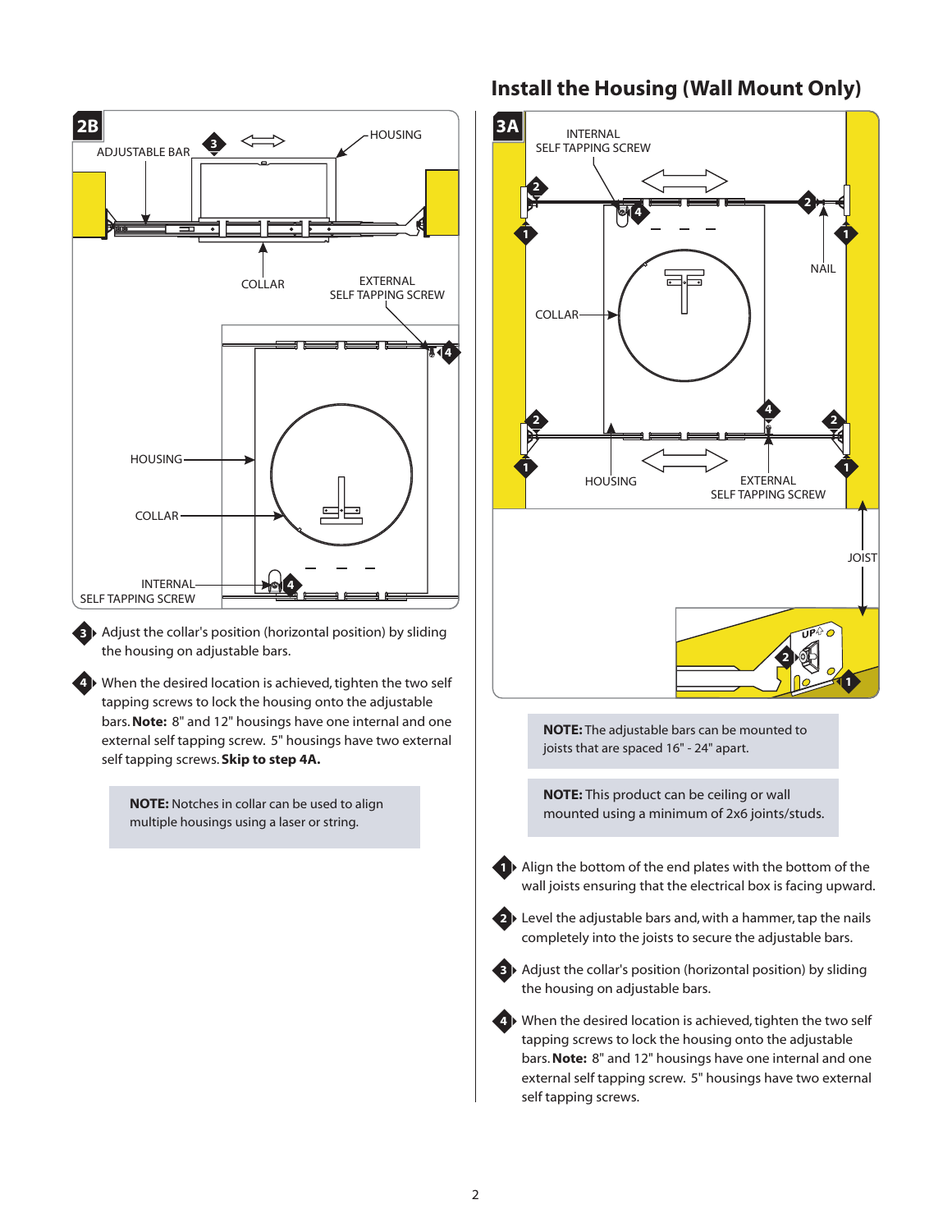**2B**

ADJUSTABLE BAR

HOUSING

COLLAR

EXTERNAL SELF TAPPING SCREW

HOUSING

COLLAR

INTERNAL SELF TAPPING SCREW

3. Adjust the collar's position (horizontal position) by sliding the housing on adjustable bars.

4. When the desired location is achieved, tighten the two self tapping screws to lock the housing onto the adjustable bars. **Note:** 8" and 12" housings have one internal and one external self tapping screw. 5" housings have two external self tapping screws. **Skip to step 4A.**

> **NOTE:** Notches in collar can be used to align multiple housings using a laser or string.

## Install the Housing (Wall Mount Only)

**3A**

INTERNAL SELF TAPPING SCREW

NAIL

COLLAR

HOUSING

EXTERNAL SELF TAPPING SCREW

JOIST

> **NOTE:** The adjustable bars can be mounted to joists that are spaced 16" - 24" apart.

> **NOTE:** This product can be ceiling or wall mounted using a minimum of 2x6 joints/studs.

1. Align the bottom of the end plates with the bottom of the wall joists ensuring that the electrical box is facing upward.

2. Level the adjustable bars and, with a hammer, tap the nails completely into the joists to secure the adjustable bars.

3. Adjust the collar's position (horizontal position) by sliding the housing on adjustable bars.

4. When the desired location is achieved, tighten the two self tapping screws to lock the housing onto the adjustable bars. **Note:** 8" and 12" housings have one internal and one external self tapping screw. 5" housings have two external self tapping screws.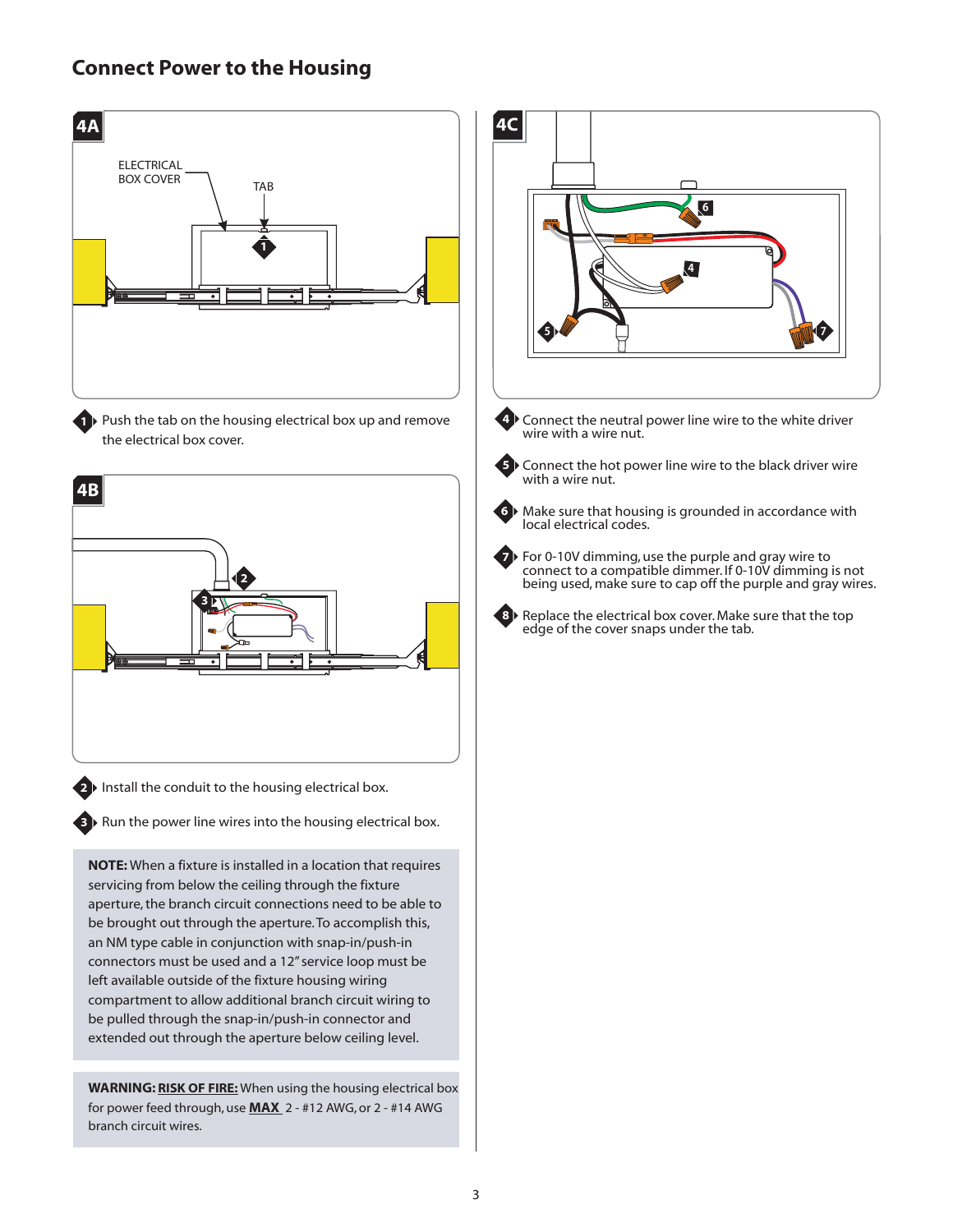# Connect Power to the Housing

**4A**

ELECTRICAL BOX COVER

TAB

1. Push the tab on the housing electrical box up and remove the electrical box cover.

**4B**

2. Install the conduit to the housing electrical box.
3. Run the power line wires into the housing electrical box.

**NOTE:** When a fixture is installed in a location that requires servicing from below the ceiling through the fixture aperture, the branch circuit connections need to be able to be brought out through the aperture. To accomplish this, an NM type cable in conjunction with snap-in/push-in connectors must be used and a 12" service loop must be left available outside of the fixture housing wiring compartment to allow additional branch circuit wiring to be pulled through the snap-in/push-in connector and extended out through the aperture below ceiling level.

**WARNING:** **RISK OF FIRE:** When using the housing electrical box for power feed through, use **MAX** 2 - #12 AWG, or 2 - #14 AWG branch circuit wires.

**4C**

4. Connect the neutral power line wire to the white driver wire with a wire nut.
5. Connect the hot power line wire to the black driver wire with a wire nut.
6. Make sure that housing is grounded in accordance with local electrical codes.
7. For 0-10V dimming, use the purple and gray wire to connect to a compatible dimmer. If 0-10V dimming is not being used, make sure to cap off the purple and gray wires.
8. Replace the electrical box cover. Make sure that the top edge of the cover snaps under the tab.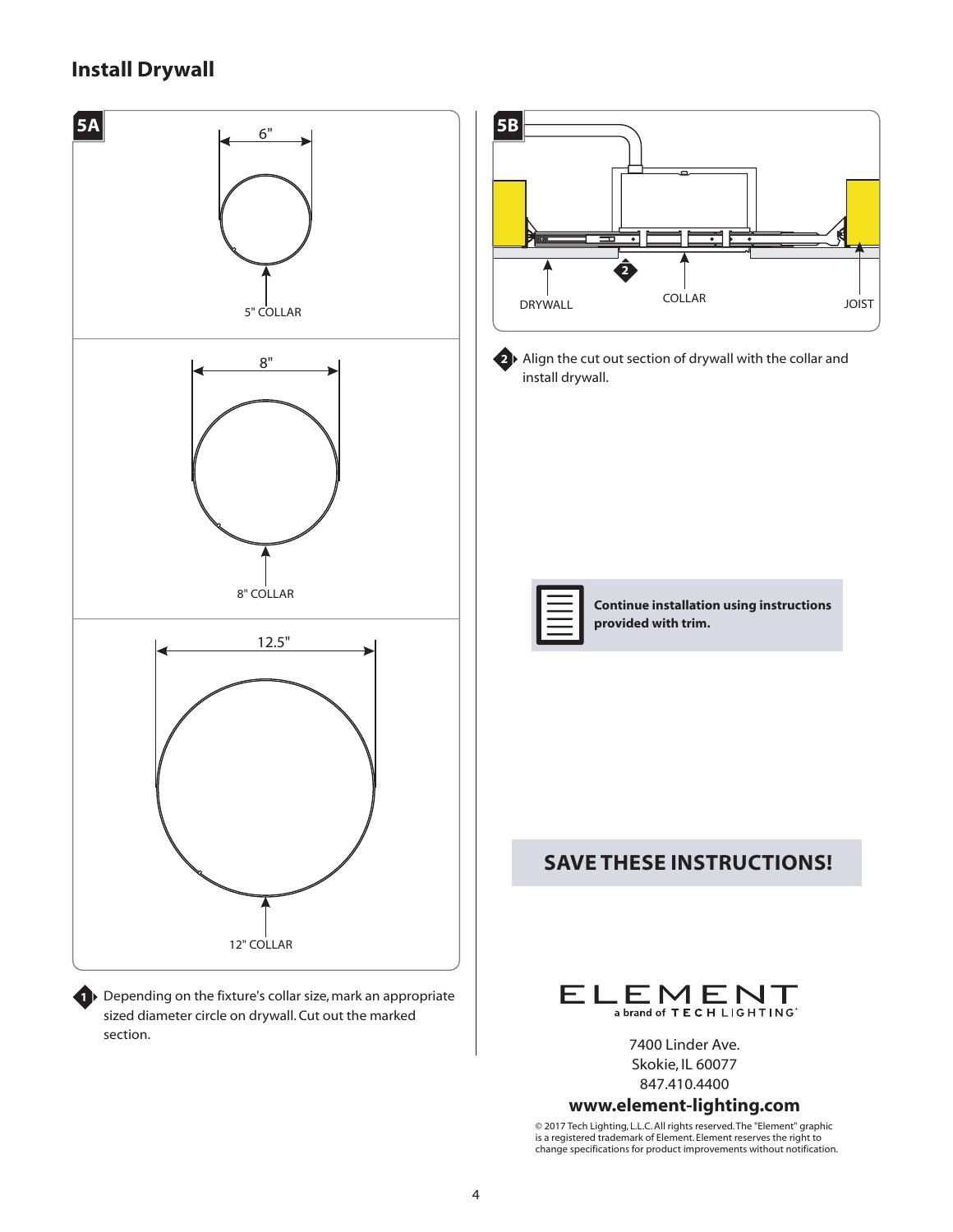## Install Drywall

**5A**

6"

5" COLLAR

8"

8" COLLAR

12.5"

12" COLLAR

1. Depending on the fixture's collar size, mark an appropriate sized diameter circle on drywall. Cut out the marked section.

**5B**

DRYWALL

COLLAR

JOIST

2. Align the cut out section of drywall with the collar and install drywall.

**Continue installation using instructions provided with trim.**

## SAVE THESE INSTRUCTIONS!

ELEMENT
a brand of TECH LIGHTING

7400 Linder Ave.
Skokie, IL 60077
847.410.4400

**www.element-lighting.com**

© 2017 Tech Lighting, L.L.C. All rights reserved. The "Element" graphic is a registered trademark of Element. Element reserves the right to change specifications for product improvements without notification.